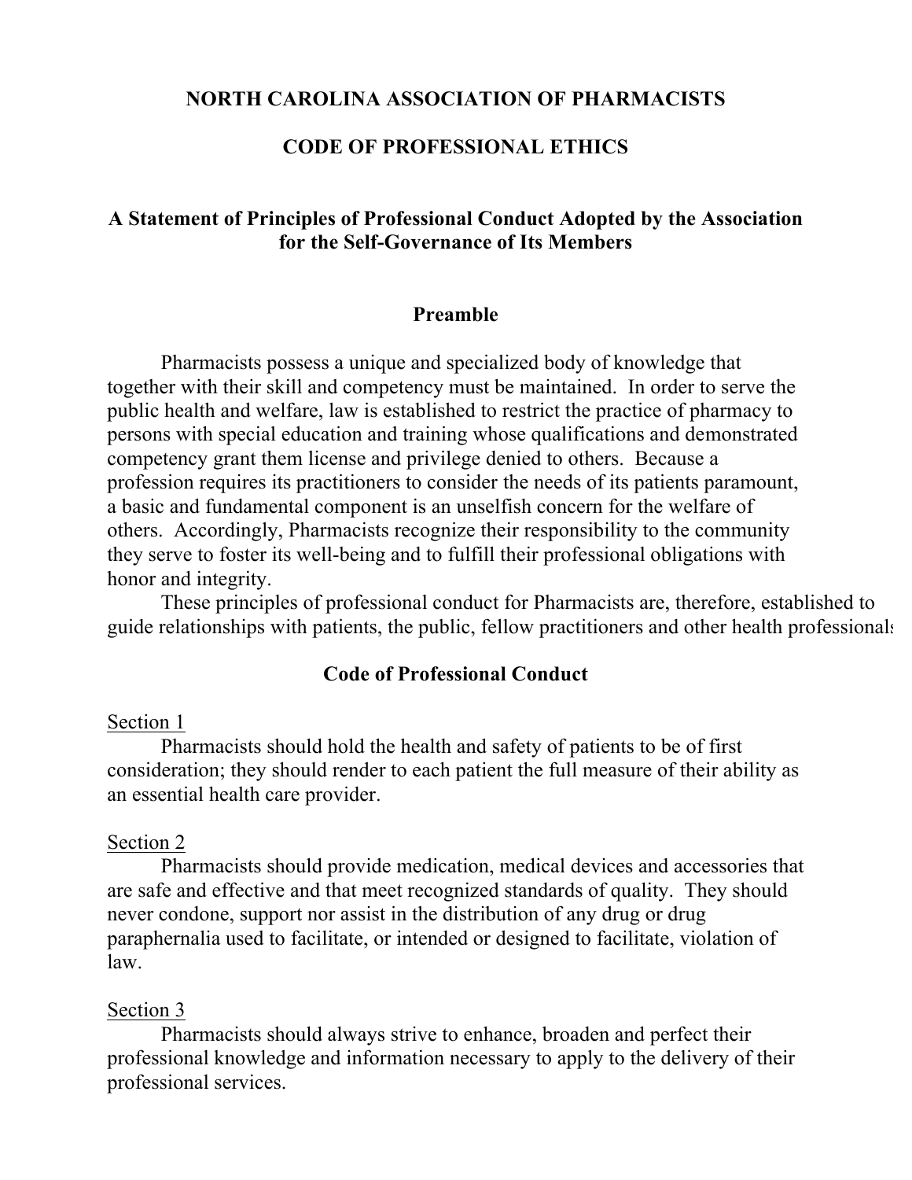# NORTH CAROLINA ASSOCIATION OF PHARMACISTS

# CODE OF PROFESSIONAL ETHICS

## A Statement of Principles of Professional Conduct Adopted by the Association for the Self-Governance of Its Members

### Preamble

Pharmacists possess a unique and specialized body of knowledge that together with their skill and competency must be maintained. In order to serve the public health and welfare, law is established to restrict the practice of pharmacy to persons with special education and training whose qualifications and demonstrated competency grant them license and privilege denied to others. Because a profession requires its practitioners to consider the needs of its patients paramount, a basic and fundamental component is an unselfish concern for the welfare of others. Accordingly, Pharmacists recognize their responsibility to the community they serve to foster its well-being and to fulfill their professional obligations with honor and integrity.

These principles of professional conduct for Pharmacists are, therefore, established to guide relationships with patients, the public, fellow practitioners and other health professionals

### Code of Professional Conduct

Section 1

Pharmacists should hold the health and safety of patients to be of first consideration; they should render to each patient the full measure of their ability as an essential health care provider.

Section 2

Pharmacists should provide medication, medical devices and accessories that are safe and effective and that meet recognized standards of quality. They should never condone, support nor assist in the distribution of any drug or drug paraphernalia used to facilitate, or intended or designed to facilitate, violation of law.

Section 3

Pharmacists should always strive to enhance, broaden and perfect their professional knowledge and information necessary to apply to the delivery of their professional services.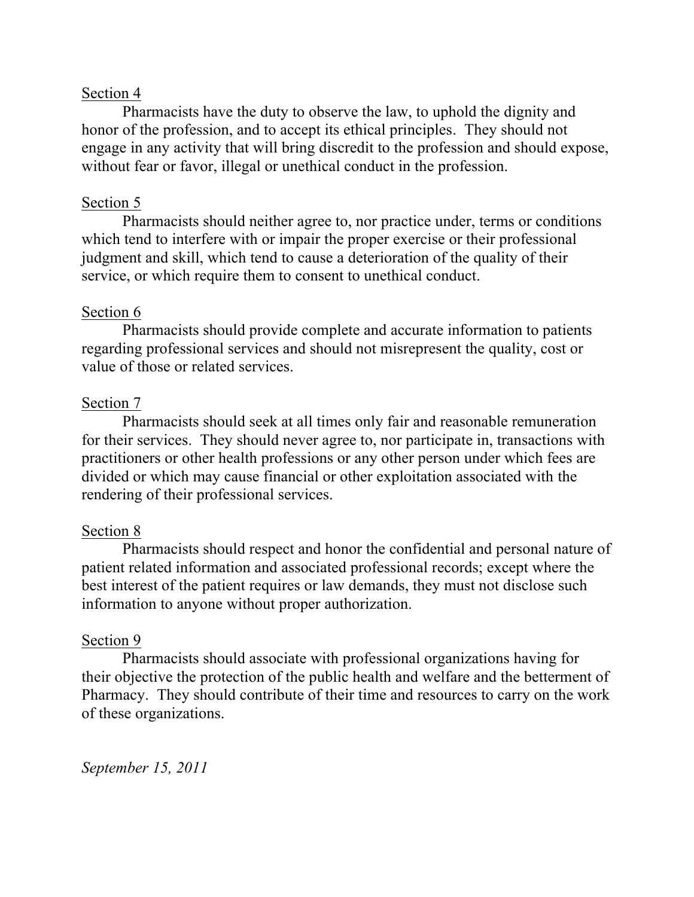Section 4

Pharmacists have the duty to observe the law, to uphold the dignity and honor of the profession, and to accept its ethical principles. They should not engage in any activity that will bring discredit to the profession and should expose, without fear or favor, illegal or unethical conduct in the profession.

Section 5

Pharmacists should neither agree to, nor practice under, terms or conditions which tend to interfere with or impair the proper exercise or their professional judgment and skill, which tend to cause a deterioration of the quality of their service, or which require them to consent to unethical conduct.

Section 6

Pharmacists should provide complete and accurate information to patients regarding professional services and should not misrepresent the quality, cost or value of those or related services.

Section 7

Pharmacists should seek at all times only fair and reasonable remuneration for their services. They should never agree to, nor participate in, transactions with practitioners or other health professions or any other person under which fees are divided or which may cause financial or other exploitation associated with the rendering of their professional services.

Section 8

Pharmacists should respect and honor the confidential and personal nature of patient related information and associated professional records; except where the best interest of the patient requires or law demands, they must not disclose such information to anyone without proper authorization.

Section 9

Pharmacists should associate with professional organizations having for their objective the protection of the public health and welfare and the betterment of Pharmacy. They should contribute of their time and resources to carry on the work of these organizations.

*September 15, 2011*